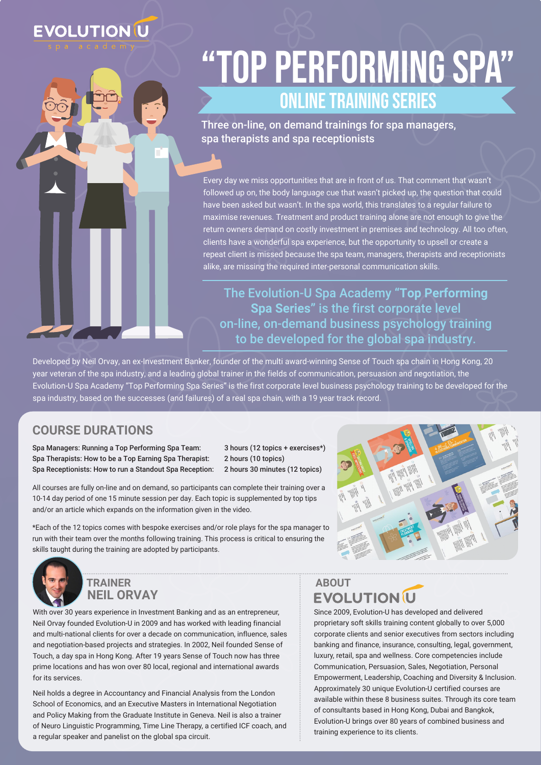EVOLUTION U
spa academy

# "TOP PERFORMING SPA"

## ONLINE TRAINING SERIES

Three on-line, on demand trainings for spa managers, spa therapists and spa receptionists

Every day we miss opportunities that are in front of us. That comment that wasn't followed up on, the body language cue that wasn't picked up, the question that could have been asked but wasn't. In the spa world, this translates to a regular failure to maximise revenues. Treatment and product training alone are not enough to give the return owners demand on costly investment in premises and technology. All too often, clients have a wonderful spa experience, but the opportunity to upsell or create a repeat client is missed because the spa team, managers, therapists and receptionists alike, are missing the required inter-personal communication skills.

The Evolution-U Spa Academy "**Top Performing Spa Series**" is the first corporate level on-line, on-demand business psychology training to be developed for the global spa industry.

Developed by Neil Orvay, an ex-Investment Banker, founder of the multi award-winning Sense of Touch spa chain in Hong Kong, 20 year veteran of the spa industry, and a leading global trainer in the fields of communication, persuasion and negotiation, the Evolution-U Spa Academy "Top Performing Spa Series" is the first corporate level business psychology training to be developed for the spa industry, based on the successes (and failures) of a real spa chain, with a 19 year track record.

## COURSE DURATIONS

| | |
|---|---|
| Spa Managers: Running a Top Performing Spa Team: | 3 hours (12 topics + exercises*) |
| Spa Therapists: How to be a Top Earning Spa Therapist: | 2 hours (10 topics) |
| Spa Receptionists: How to run a Standout Spa Reception: | 2 hours 30 minutes (12 topics) |

All courses are fully on-line and on demand, so participants can complete their training over a 10-14 day period of one 15 minute session per day. Each topic is supplemented by top tips and/or an article which expands on the information given in the video.

*Each of the 12 topics comes with bespoke exercises and/or role plays for the spa manager to run with their team over the months following training. This process is critical to ensuring the skills taught during the training are adopted by participants.

## TRAINER NEIL ORVAY

With over 30 years experience in Investment Banking and as an entrepreneur, Neil Orvay founded Evolution-U in 2009 and has worked with leading financial and multi-national clients for over a decade on communication, influence, sales and negotiation-based projects and strategies. In 2002, Neil founded Sense of Touch, a day spa in Hong Kong. After 19 years Sense of Touch now has three prime locations and has won over 80 local, regional and international awards for its services.

Neil holds a degree in Accountancy and Financial Analysis from the London School of Economics, and an Executive Masters in International Negotiation and Policy Making from the Graduate Institute in Geneva. Neil is also a trainer of Neuro Linguistic Programming, Time Line Therapy, a certified ICF coach, and a regular speaker and panelist on the global spa circuit.

## ABOUT EVOLUTION U

Since 2009, Evolution-U has developed and delivered proprietary soft skills training content globally to over 5,000 corporate clients and senior executives from sectors including banking and finance, insurance, consulting, legal, government, luxury, retail, spa and wellness. Core competencies include Communication, Persuasion, Sales, Negotiation, Personal Empowerment, Leadership, Coaching and Diversity & Inclusion. Approximately 30 unique Evolution-U certified courses are available within these 8 business suites. Through its core team of consultants based in Hong Kong, Dubai and Bangkok, Evolution-U brings over 80 years of combined business and training experience to its clients.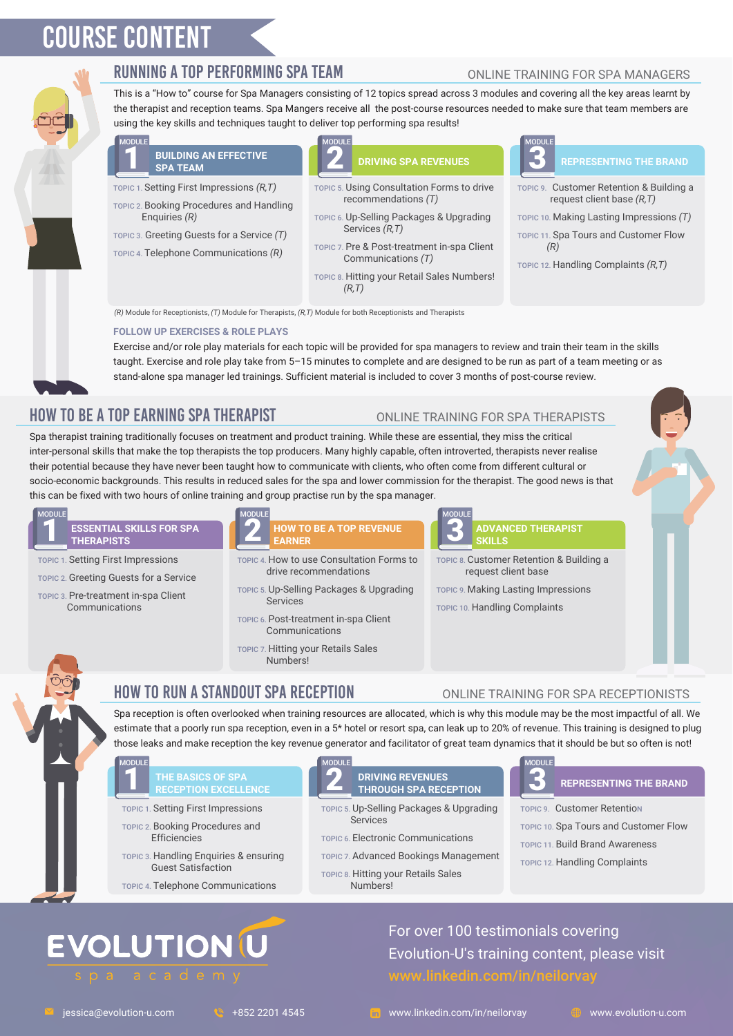# COURSE CONTENT

## RUNNING A TOP PERFORMING SPA TEAM

ONLINE TRAINING FOR SPA MANAGERS

This is a "How to" course for Spa Managers consisting of 12 topics spread across 3 modules and covering all the key areas learnt by the therapist and reception teams. Spa Mangers receive all the post-course resources needed to make sure that team members are using the key skills and techniques taught to deliver top performing spa results!

### MODULE 1 — BUILDING AN EFFECTIVE SPA TEAM

- TOPIC 1. Setting First Impressions *(R,T)*
- TOPIC 2. Booking Procedures and Handling Enquiries *(R)*
- TOPIC 3. Greeting Guests for a Service *(T)*
- TOPIC 4. Telephone Communications *(R)*

### MODULE 2 — DRIVING SPA REVENUES

- TOPIC 5. Using Consultation Forms to drive recommendations *(T)*
- TOPIC 6. Up-Selling Packages & Upgrading Services *(R,T)*
- TOPIC 7. Pre & Post-treatment in-spa Client Communications *(T)*
- TOPIC 8. Hitting your Retail Sales Numbers! *(R,T)*

### MODULE 3 — REPRESENTING THE BRAND

- TOPIC 9. Customer Retention & Building a request client base *(R,T)*
- TOPIC 10. Making Lasting Impressions *(T)*
- TOPIC 11. Spa Tours and Customer Flow *(R)*
- TOPIC 12. Handling Complaints *(R,T)*

*(R)* Module for Receptionists, *(T)* Module for Therapists, *(R,T)* Module for both Receptionists and Therapists

**FOLLOW UP EXERCISES & ROLE PLAYS**

Exercise and/or role play materials for each topic will be provided for spa managers to review and train their team in the skills taught. Exercise and role play take from 5–15 minutes to complete and are designed to be run as part of a team meeting or as stand-alone spa manager led trainings. Sufficient material is included to cover 3 months of post-course review.

## HOW TO BE A TOP EARNING SPA THERAPIST

ONLINE TRAINING FOR SPA THERAPISTS

Spa therapist training traditionally focuses on treatment and product training. While these are essential, they miss the critical inter-personal skills that make the top therapists the top producers. Many highly capable, often introverted, therapists never realise their potential because they have never been taught how to communicate with clients, who often come from different cultural or socio-economic backgrounds. This results in reduced sales for the spa and lower commission for the therapist. The good news is that this can be fixed with two hours of online training and group practise run by the spa manager.

### MODULE 1 — ESSENTIAL SKILLS FOR SPA THERAPISTS

- TOPIC 1. Setting First Impressions
- TOPIC 2. Greeting Guests for a Service
- TOPIC 3. Pre-treatment in-spa Client Communications

### MODULE 2 — HOW TO BE A TOP REVENUE EARNER

- TOPIC 4. How to use Consultation Forms to drive recommendations
- TOPIC 5. Up-Selling Packages & Upgrading Services
- TOPIC 6. Post-treatment in-spa Client Communications
- TOPIC 7. Hitting your Retails Sales Numbers!

### MODULE 3 — ADVANCED THERAPIST SKILLS

- TOPIC 8. Customer Retention & Building a request client base
- TOPIC 9. Making Lasting Impressions
- TOPIC 10. Handling Complaints

## HOW TO RUN A STANDOUT SPA RECEPTION

ONLINE TRAINING FOR SPA RECEPTIONISTS

Spa reception is often overlooked when training resources are allocated, which is why this module may be the most impactful of all. We estimate that a poorly run spa reception, even in a 5* hotel or resort spa, can leak up to 20% of revenue. This training is designed to plug those leaks and make reception the key revenue generator and facilitator of great team dynamics that it should be but so often is not!

### MODULE 1 — THE BASICS OF SPA RECEPTION EXCELLENCE

- TOPIC 1. Setting First Impressions
- TOPIC 2. Booking Procedures and Efficiencies
- TOPIC 3. Handling Enquiries & ensuring Guest Satisfaction
- TOPIC 4. Telephone Communications

### MODULE 2 — DRIVING REVENUES THROUGH SPA RECEPTION

- TOPIC 5. Up-Selling Packages & Upgrading Services
- TOPIC 6. Electronic Communications
- TOPIC 7. Advanced Bookings Management
- TOPIC 8. Hitting your Retails Sales Numbers!

### MODULE 3 — REPRESENTING THE BRAND

- TOPIC 9. Customer Retention
- TOPIC 10. Spa Tours and Customer Flow
- TOPIC 11. Build Brand Awareness
- TOPIC 12. Handling Complaints

EVOLUTION U spa academy

For over 100 testimonials covering Evolution-U's training content, please visit **www.linkedin.com/in/neilorvay**

jessica@evolution-u.com | +852 2201 4545 | www.linkedin.com/in/neilorvay | www.evolution-u.com